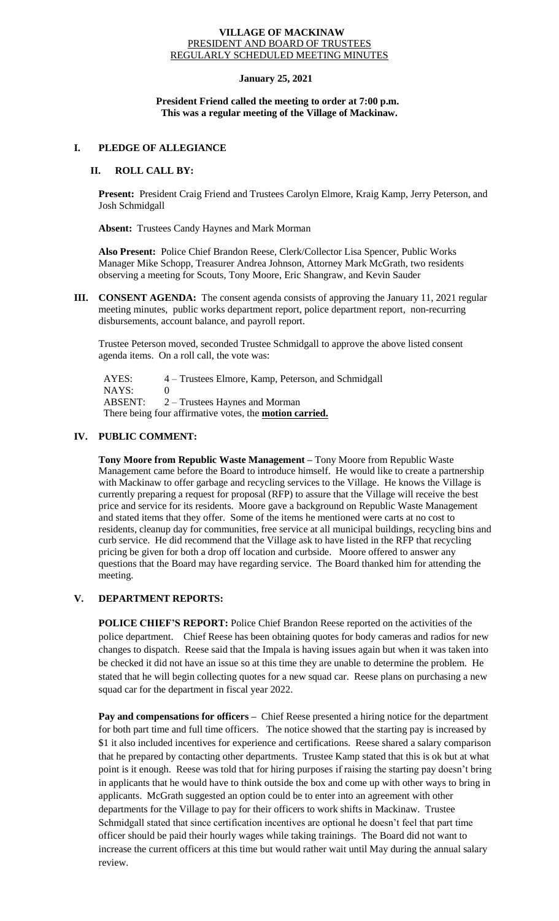# VILLAGE OF MACKINAW
## PRESIDENT AND BOARD OF TRUSTEES
## REGULARLY SCHEDULED MEETING MINUTES

**January 25, 2021**

**President Friend called the meeting to order at 7:00 p.m.**
**This was a regular meeting of the Village of Mackinaw.**

## I. PLEDGE OF ALLEGIANCE

## II. ROLL CALL BY:

**Present:** President Craig Friend and Trustees Carolyn Elmore, Kraig Kamp, Jerry Peterson, and Josh Schmidgall

**Absent:** Trustees Candy Haynes and Mark Morman

**Also Present:** Police Chief Brandon Reese, Clerk/Collector Lisa Spencer, Public Works Manager Mike Schopp, Treasurer Andrea Johnson, Attorney Mark McGrath, two residents observing a meeting for Scouts, Tony Moore, Eric Shangraw, and Kevin Sauder

## III. CONSENT AGENDA:

The consent agenda consists of approving the January 11, 2021 regular meeting minutes, public works department report, police department report, non-recurring disbursements, account balance, and payroll report.

Trustee Peterson moved, seconded Trustee Schmidgall to approve the above listed consent agenda items. On a roll call, the vote was:

AYES: 4 – Trustees Elmore, Kamp, Peterson, and Schmidgall
NAYS: 0
ABSENT: 2 – Trustees Haynes and Morman
There being four affirmative votes, the **motion carried.**

## IV. PUBLIC COMMENT:

**Tony Moore from Republic Waste Management –** Tony Moore from Republic Waste Management came before the Board to introduce himself. He would like to create a partnership with Mackinaw to offer garbage and recycling services to the Village. He knows the Village is currently preparing a request for proposal (RFP) to assure that the Village will receive the best price and service for its residents. Moore gave a background on Republic Waste Management and stated items that they offer. Some of the items he mentioned were carts at no cost to residents, cleanup day for communities, free service at all municipal buildings, recycling bins and curb service. He did recommend that the Village ask to have listed in the RFP that recycling pricing be given for both a drop off location and curbside. Moore offered to answer any questions that the Board may have regarding service. The Board thanked him for attending the meeting.

## V. DEPARTMENT REPORTS:

**POLICE CHIEF'S REPORT:** Police Chief Brandon Reese reported on the activities of the police department. Chief Reese has been obtaining quotes for body cameras and radios for new changes to dispatch. Reese said that the Impala is having issues again but when it was taken into be checked it did not have an issue so at this time they are unable to determine the problem. He stated that he will begin collecting quotes for a new squad car. Reese plans on purchasing a new squad car for the department in fiscal year 2022.

**Pay and compensations for officers –** Chief Reese presented a hiring notice for the department for both part time and full time officers. The notice showed that the starting pay is increased by $1 it also included incentives for experience and certifications. Reese shared a salary comparison that he prepared by contacting other departments. Trustee Kamp stated that this is ok but at what point is it enough. Reese was told that for hiring purposes if raising the starting pay doesn't bring in applicants that he would have to think outside the box and come up with other ways to bring in applicants. McGrath suggested an option could be to enter into an agreement with other departments for the Village to pay for their officers to work shifts in Mackinaw. Trustee Schmidgall stated that since certification incentives are optional he doesn't feel that part time officer should be paid their hourly wages while taking trainings. The Board did not want to increase the current officers at this time but would rather wait until May during the annual salary review.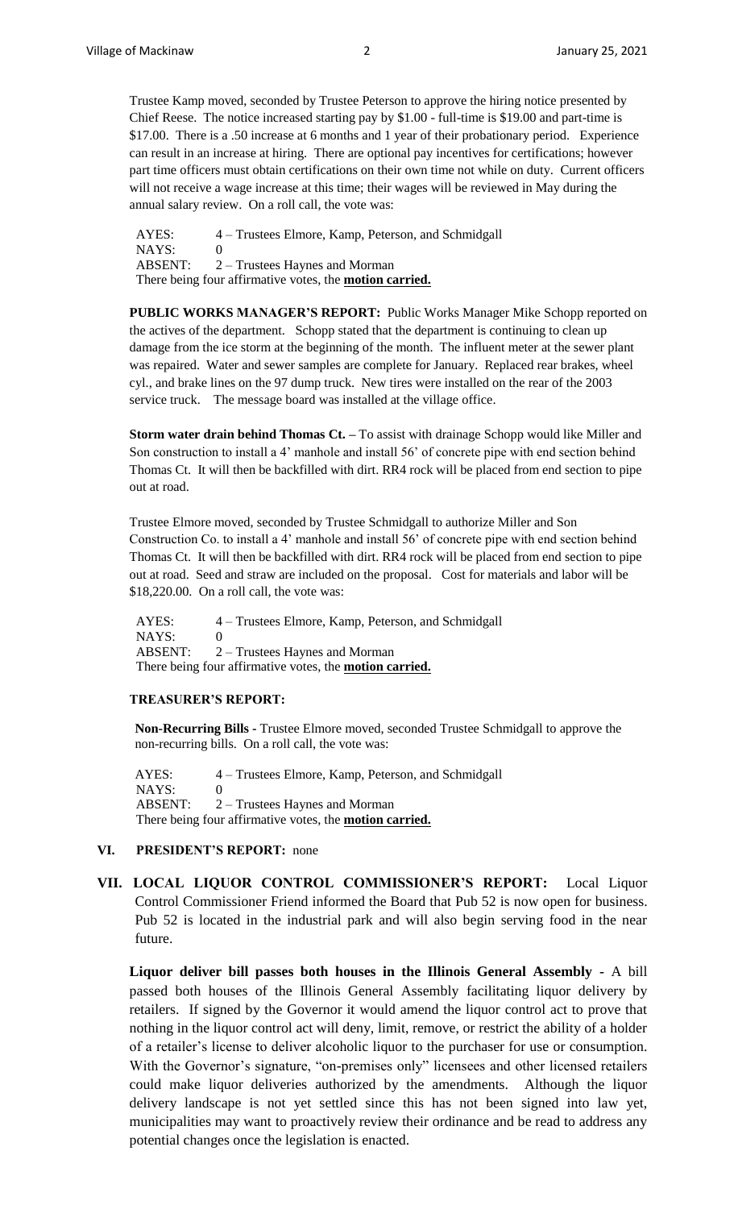Trustee Kamp moved, seconded by Trustee Peterson to approve the hiring notice presented by Chief Reese. The notice increased starting pay by $1.00 - full-time is $19.00 and part-time is $17.00. There is a .50 increase at 6 months and 1 year of their probationary period. Experience can result in an increase at hiring. There are optional pay incentives for certifications; however part time officers must obtain certifications on their own time not while on duty. Current officers will not receive a wage increase at this time; their wages will be reviewed in May during the annual salary review. On a roll call, the vote was:

AYES: 4 – Trustees Elmore, Kamp, Peterson, and Schmidgall
NAYS: 0
ABSENT: 2 – Trustees Haynes and Morman
There being four affirmative votes, the **motion carried.**

**PUBLIC WORKS MANAGER'S REPORT:** Public Works Manager Mike Schopp reported on the actives of the department. Schopp stated that the department is continuing to clean up damage from the ice storm at the beginning of the month. The influent meter at the sewer plant was repaired. Water and sewer samples are complete for January. Replaced rear brakes, wheel cyl., and brake lines on the 97 dump truck. New tires were installed on the rear of the 2003 service truck. The message board was installed at the village office.

**Storm water drain behind Thomas Ct. –** To assist with drainage Schopp would like Miller and Son construction to install a 4' manhole and install 56' of concrete pipe with end section behind Thomas Ct. It will then be backfilled with dirt. RR4 rock will be placed from end section to pipe out at road.

Trustee Elmore moved, seconded by Trustee Schmidgall to authorize Miller and Son Construction Co. to install a 4' manhole and install 56' of concrete pipe with end section behind Thomas Ct. It will then be backfilled with dirt. RR4 rock will be placed from end section to pipe out at road. Seed and straw are included on the proposal. Cost for materials and labor will be $18,220.00. On a roll call, the vote was:

AYES: 4 – Trustees Elmore, Kamp, Peterson, and Schmidgall
NAYS: 0
ABSENT: 2 – Trustees Haynes and Morman
There being four affirmative votes, the **motion carried.**

**TREASURER'S REPORT:**

**Non-Recurring Bills -** Trustee Elmore moved, seconded Trustee Schmidgall to approve the non-recurring bills. On a roll call, the vote was:

AYES: 4 – Trustees Elmore, Kamp, Peterson, and Schmidgall
NAYS: 0
ABSENT: 2 – Trustees Haynes and Morman
There being four affirmative votes, the **motion carried.**

**VI. PRESIDENT'S REPORT:** none

**VII. LOCAL LIQUOR CONTROL COMMISSIONER'S REPORT:** Local Liquor Control Commissioner Friend informed the Board that Pub 52 is now open for business. Pub 52 is located in the industrial park and will also begin serving food in the near future.

**Liquor deliver bill passes both houses in the Illinois General Assembly -** A bill passed both houses of the Illinois General Assembly facilitating liquor delivery by retailers. If signed by the Governor it would amend the liquor control act to prove that nothing in the liquor control act will deny, limit, remove, or restrict the ability of a holder of a retailer's license to deliver alcoholic liquor to the purchaser for use or consumption. With the Governor's signature, "on-premises only" licensees and other licensed retailers could make liquor deliveries authorized by the amendments. Although the liquor delivery landscape is not yet settled since this has not been signed into law yet, municipalities may want to proactively review their ordinance and be read to address any potential changes once the legislation is enacted.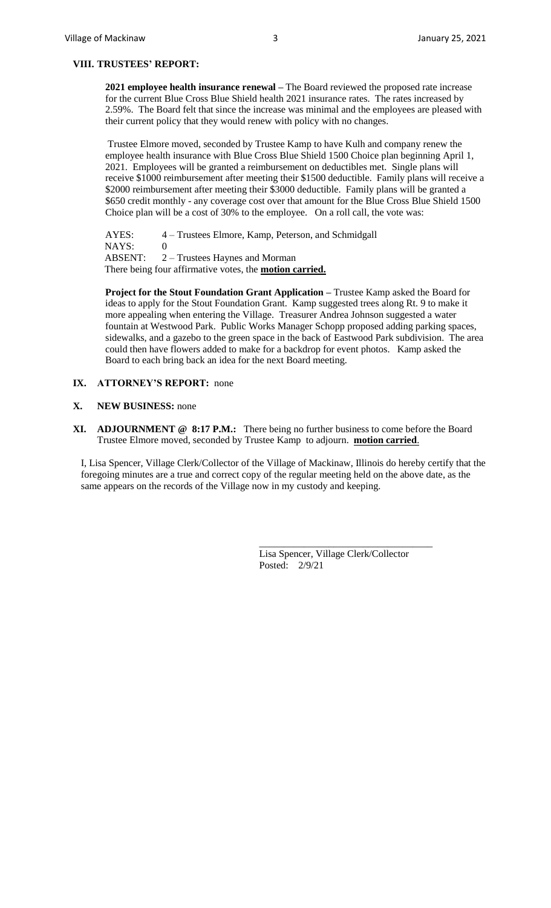## VIII. TRUSTEES' REPORT:

**2021 employee health insurance renewal –** The Board reviewed the proposed rate increase for the current Blue Cross Blue Shield health 2021 insurance rates. The rates increased by 2.59%. The Board felt that since the increase was minimal and the employees are pleased with their current policy that they would renew with policy with no changes.

Trustee Elmore moved, seconded by Trustee Kamp to have Kulh and company renew the employee health insurance with Blue Cross Blue Shield 1500 Choice plan beginning April 1, 2021. Employees will be granted a reimbursement on deductibles met. Single plans will receive $1000 reimbursement after meeting their $1500 deductible. Family plans will receive a $2000 reimbursement after meeting their $3000 deductible. Family plans will be granted a $650 credit monthly - any coverage cost over that amount for the Blue Cross Blue Shield 1500 Choice plan will be a cost of 30% to the employee. On a roll call, the vote was:

AYES: 4 – Trustees Elmore, Kamp, Peterson, and Schmidgall
NAYS: 0
ABSENT: 2 – Trustees Haynes and Morman
There being four affirmative votes, the **motion carried.**

**Project for the Stout Foundation Grant Application –** Trustee Kamp asked the Board for ideas to apply for the Stout Foundation Grant. Kamp suggested trees along Rt. 9 to make it more appealing when entering the Village. Treasurer Andrea Johnson suggested a water fountain at Westwood Park. Public Works Manager Schopp proposed adding parking spaces, sidewalks, and a gazebo to the green space in the back of Eastwood Park subdivision. The area could then have flowers added to make for a backdrop for event photos. Kamp asked the Board to each bring back an idea for the next Board meeting.

## IX. ATTORNEY'S REPORT: none

## X. NEW BUSINESS: none

## XI. ADJOURNMENT @ 8:17 P.M.:

There being no further business to come before the Board Trustee Elmore moved, seconded by Trustee Kamp to adjourn. **motion carried**.

I, Lisa Spencer, Village Clerk/Collector of the Village of Mackinaw, Illinois do hereby certify that the foregoing minutes are a true and correct copy of the regular meeting held on the above date, as the same appears on the records of the Village now in my custody and keeping.

\_\_\_\_\_\_\_\_\_\_\_\_\_\_\_\_\_\_\_\_\_\_\_\_\_\_\_\_\_\_\_\_\_\_\_\_

Lisa Spencer, Village Clerk/Collector
Posted: 2/9/21